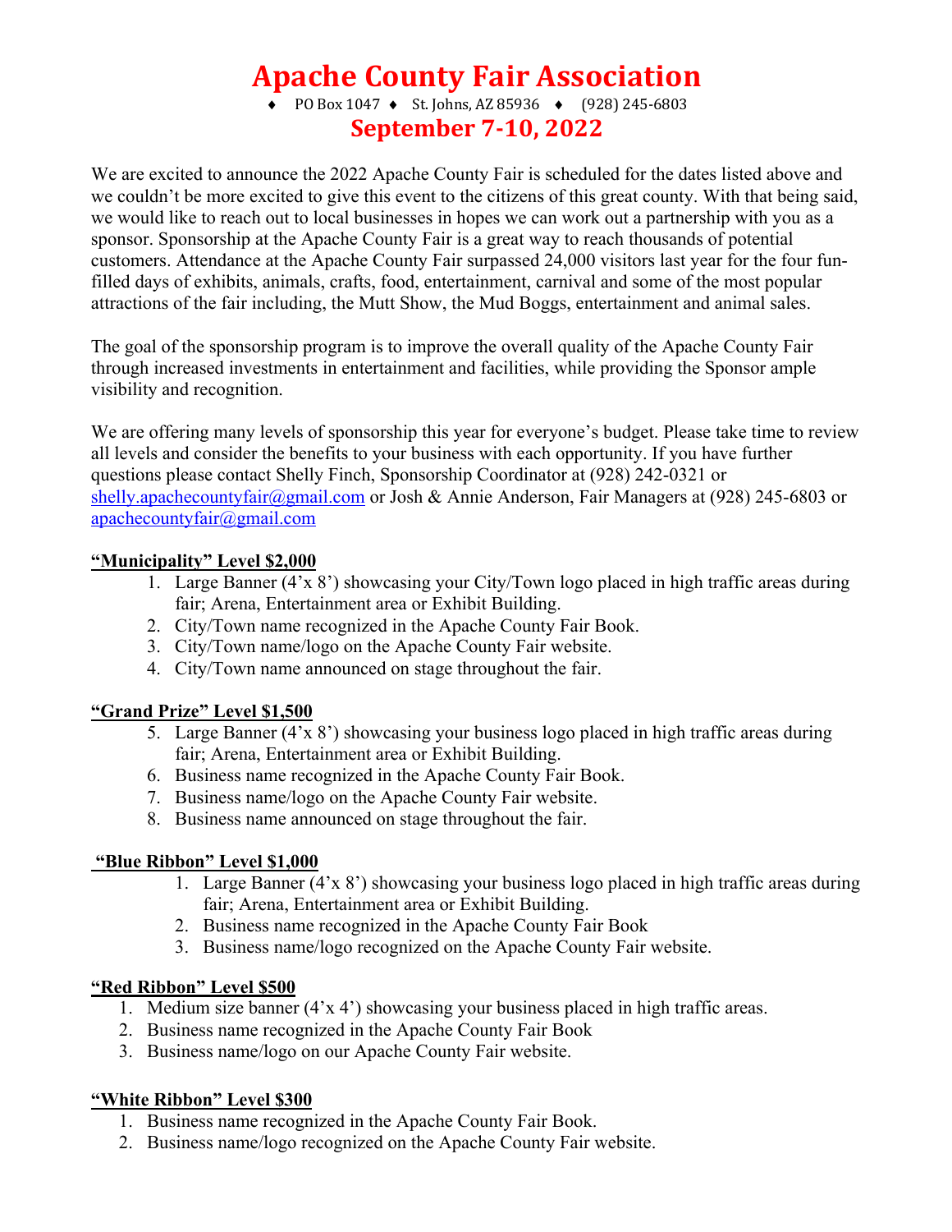# Apache County Fair Association

♦ PO Box 1047 ♦ St. Johns, AZ 85936 ♦ (928) 245-6803

## September 7-10, 2022

We are excited to announce the 2022 Apache County Fair is scheduled for the dates listed above and we couldn't be more excited to give this event to the citizens of this great county. With that being said, we would like to reach out to local businesses in hopes we can work out a partnership with you as a sponsor. Sponsorship at the Apache County Fair is a great way to reach thousands of potential customers. Attendance at the Apache County Fair surpassed 24,000 visitors last year for the four fun-filled days of exhibits, animals, crafts, food, entertainment, carnival and some of the most popular attractions of the fair including, the Mutt Show, the Mud Boggs, entertainment and animal sales.

The goal of the sponsorship program is to improve the overall quality of the Apache County Fair through increased investments in entertainment and facilities, while providing the Sponsor ample visibility and recognition.

We are offering many levels of sponsorship this year for everyone's budget. Please take time to review all levels and consider the benefits to your business with each opportunity. If you have further questions please contact Shelly Finch, Sponsorship Coordinator at (928) 242-0321 or shelly.apachecountyfair@gmail.com or Josh & Annie Anderson, Fair Managers at (928) 245-6803 or apachecountyfair@gmail.com

**"Municipality" Level $2,000**

1. Large Banner (4'x 8') showcasing your City/Town logo placed in high traffic areas during fair; Arena, Entertainment area or Exhibit Building.
2. City/Town name recognized in the Apache County Fair Book.
3. City/Town name/logo on the Apache County Fair website.
4. City/Town name announced on stage throughout the fair.

**"Grand Prize" Level $1,500**

5. Large Banner (4'x 8') showcasing your business logo placed in high traffic areas during fair; Arena, Entertainment area or Exhibit Building.
6. Business name recognized in the Apache County Fair Book.
7. Business name/logo on the Apache County Fair website.
8. Business name announced on stage throughout the fair.

**"Blue Ribbon" Level $1,000**

1. Large Banner (4'x 8') showcasing your business logo placed in high traffic areas during fair; Arena, Entertainment area or Exhibit Building.
2. Business name recognized in the Apache County Fair Book
3. Business name/logo recognized on the Apache County Fair website.

**"Red Ribbon" Level $500**

1. Medium size banner (4'x 4') showcasing your business placed in high traffic areas.
2. Business name recognized in the Apache County Fair Book
3. Business name/logo on our Apache County Fair website.

**"White Ribbon" Level $300**

1. Business name recognized in the Apache County Fair Book.
2. Business name/logo recognized on the Apache County Fair website.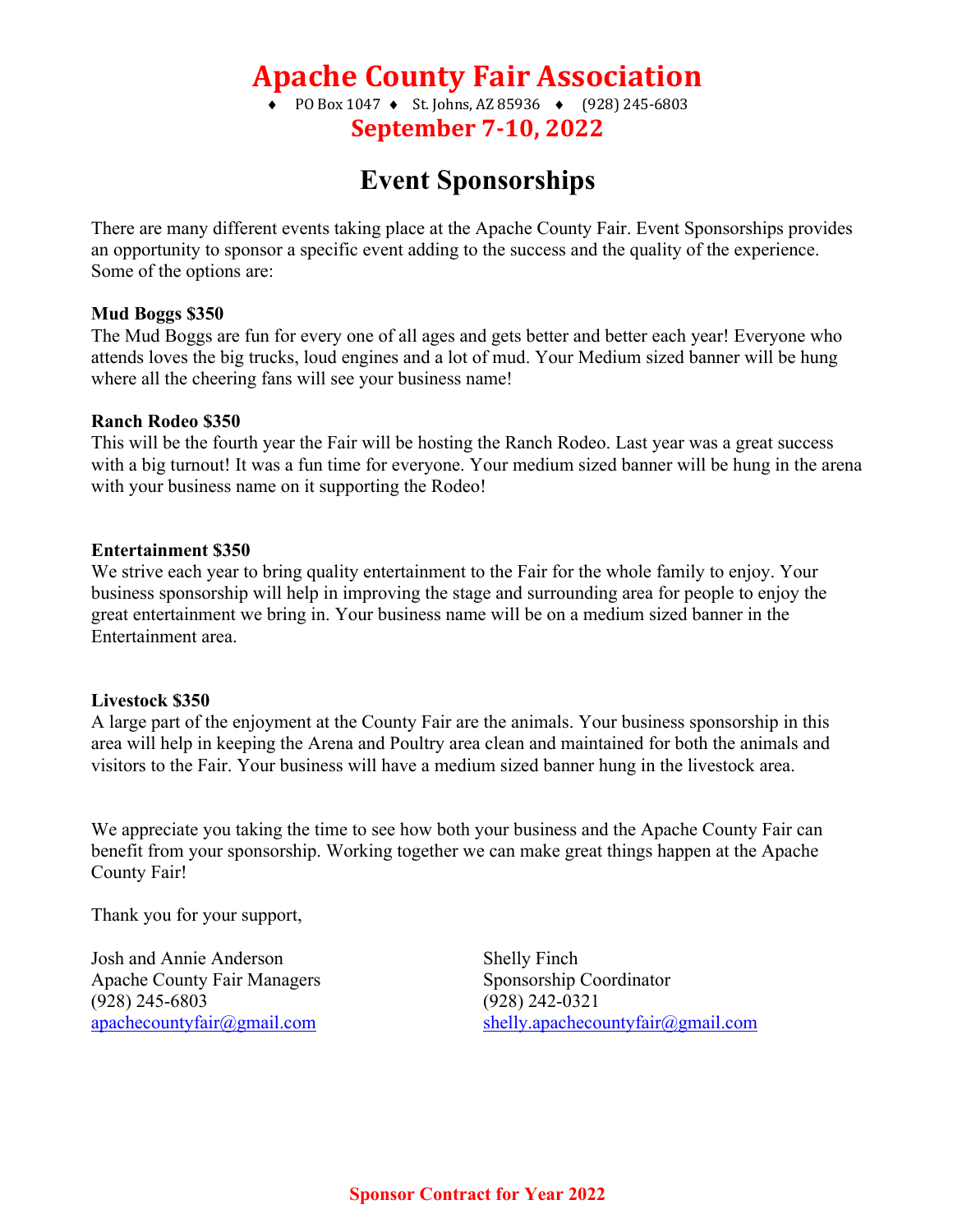# Apache County Fair Association

♦ PO Box 1047 ♦ St. Johns, AZ 85936 ♦ (928) 245-6803

**September 7-10, 2022**

## Event Sponsorships

There are many different events taking place at the Apache County Fair. Event Sponsorships provides an opportunity to sponsor a specific event adding to the success and the quality of the experience. Some of the options are:

**Mud Boggs $350**
The Mud Boggs are fun for every one of all ages and gets better and better each year! Everyone who attends loves the big trucks, loud engines and a lot of mud. Your Medium sized banner will be hung where all the cheering fans will see your business name!

**Ranch Rodeo $350**
This will be the fourth year the Fair will be hosting the Ranch Rodeo. Last year was a great success with a big turnout! It was a fun time for everyone. Your medium sized banner will be hung in the arena with your business name on it supporting the Rodeo!

**Entertainment $350**
We strive each year to bring quality entertainment to the Fair for the whole family to enjoy. Your business sponsorship will help in improving the stage and surrounding area for people to enjoy the great entertainment we bring in. Your business name will be on a medium sized banner in the Entertainment area.

**Livestock $350**
A large part of the enjoyment at the County Fair are the animals. Your business sponsorship in this area will help in keeping the Arena and Poultry area clean and maintained for both the animals and visitors to the Fair. Your business will have a medium sized banner hung in the livestock area.

We appreciate you taking the time to see how both your business and the Apache County Fair can benefit from your sponsorship. Working together we can make great things happen at the Apache County Fair!

Thank you for your support,

Josh and Annie Anderson
Apache County Fair Managers
(928) 245-6803
apachecountyfair@gmail.com

Shelly Finch
Sponsorship Coordinator
(928) 242-0321
shelly.apachecountyfair@gmail.com

**Sponsor Contract for Year 2022**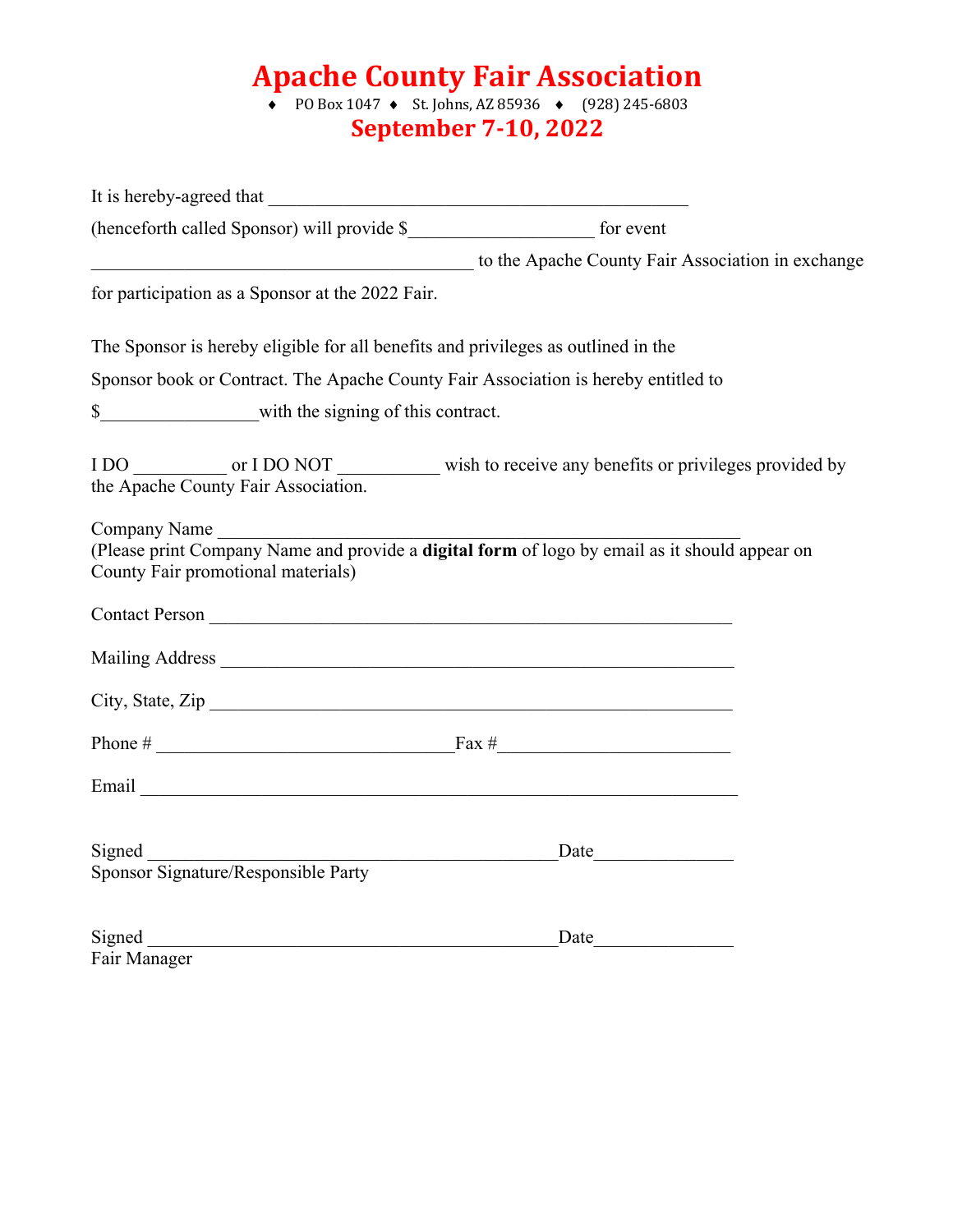# Apache County Fair Association

♦ PO Box 1047 ♦ St. Johns, AZ 85936 ♦ (928) 245-6803

## September 7-10, 2022

It is hereby-agreed that ______________________________________________

(henceforth called Sponsor) will provide $____________________ for event

__________________________________________ to the Apache County Fair Association in exchange for participation as a Sponsor at the 2022 Fair.

The Sponsor is hereby eligible for all benefits and privileges as outlined in the Sponsor book or Contract. The Apache County Fair Association is hereby entitled to $_________________with the signing of this contract.

I DO __________ or I DO NOT ___________ wish to receive any benefits or privileges provided by the Apache County Fair Association.

Company Name __________________________________________________________

(Please print Company Name and provide a **digital form** of logo by email as it should appear on County Fair promotional materials)

Contact Person __________________________________________________________

Mailing Address _________________________________________________________

City, State, Zip __________________________________________________________

Phone # _________________________________Fax #_________________________

Email ____________________________________________________________________

Signed _____________________________________________Date_______________

Sponsor Signature/Responsible Party

Signed _____________________________________________Date_______________

Fair Manager